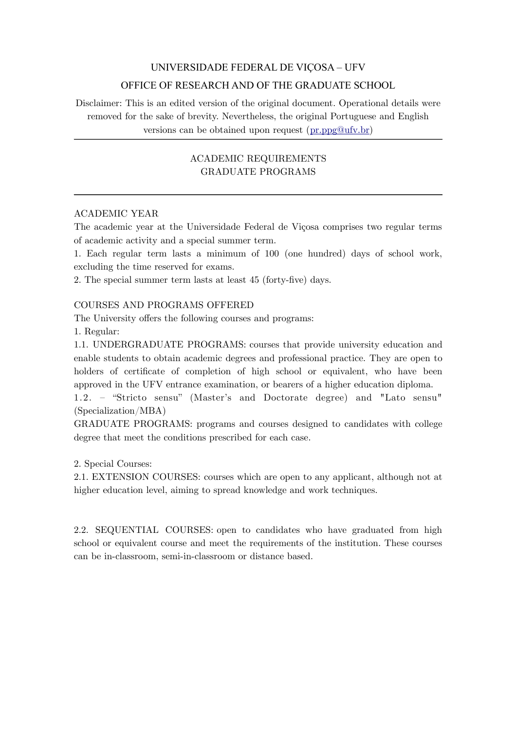UNIVERSIDADE FEDERAL DE VIÇOSA – UFV

OFFICE OF RESEARCH AND OF THE GRADUATE SCHOOL

Disclaimer: This is an edited version of the original document. Operational details were removed for the sake of brevity. Nevertheless, the original Portuguese and English versions can be obtained upon request (pr.ppg@ufv.br)

---

# ACADEMIC REQUIREMENTS
# GRADUATE PROGRAMS

---

## ACADEMIC YEAR

The academic year at the Universidade Federal de Viçosa comprises two regular terms of academic activity and a special summer term.

1. Each regular term lasts a minimum of 100 (one hundred) days of school work, excluding the time reserved for exams.
2. The special summer term lasts at least 45 (forty-five) days.

## COURSES AND PROGRAMS OFFERED

The University offers the following courses and programs:

1. Regular:

1.1. UNDERGRADUATE PROGRAMS: courses that provide university education and enable students to obtain academic degrees and professional practice. They are open to holders of certificate of completion of high school or equivalent, who have been approved in the UFV entrance examination, or bearers of a higher education diploma.

1.2. – "Stricto sensu" (Master's and Doctorate degree) and "Lato sensu" (Specialization/MBA)

GRADUATE PROGRAMS: programs and courses designed to candidates with college degree that meet the conditions prescribed for each case.

2. Special Courses:

2.1. EXTENSION COURSES: courses which are open to any applicant, although not at higher education level, aiming to spread knowledge and work techniques.

2.2. SEQUENTIAL COURSES: open to candidates who have graduated from high school or equivalent course and meet the requirements of the institution. These courses can be in-classroom, semi-in-classroom or distance based.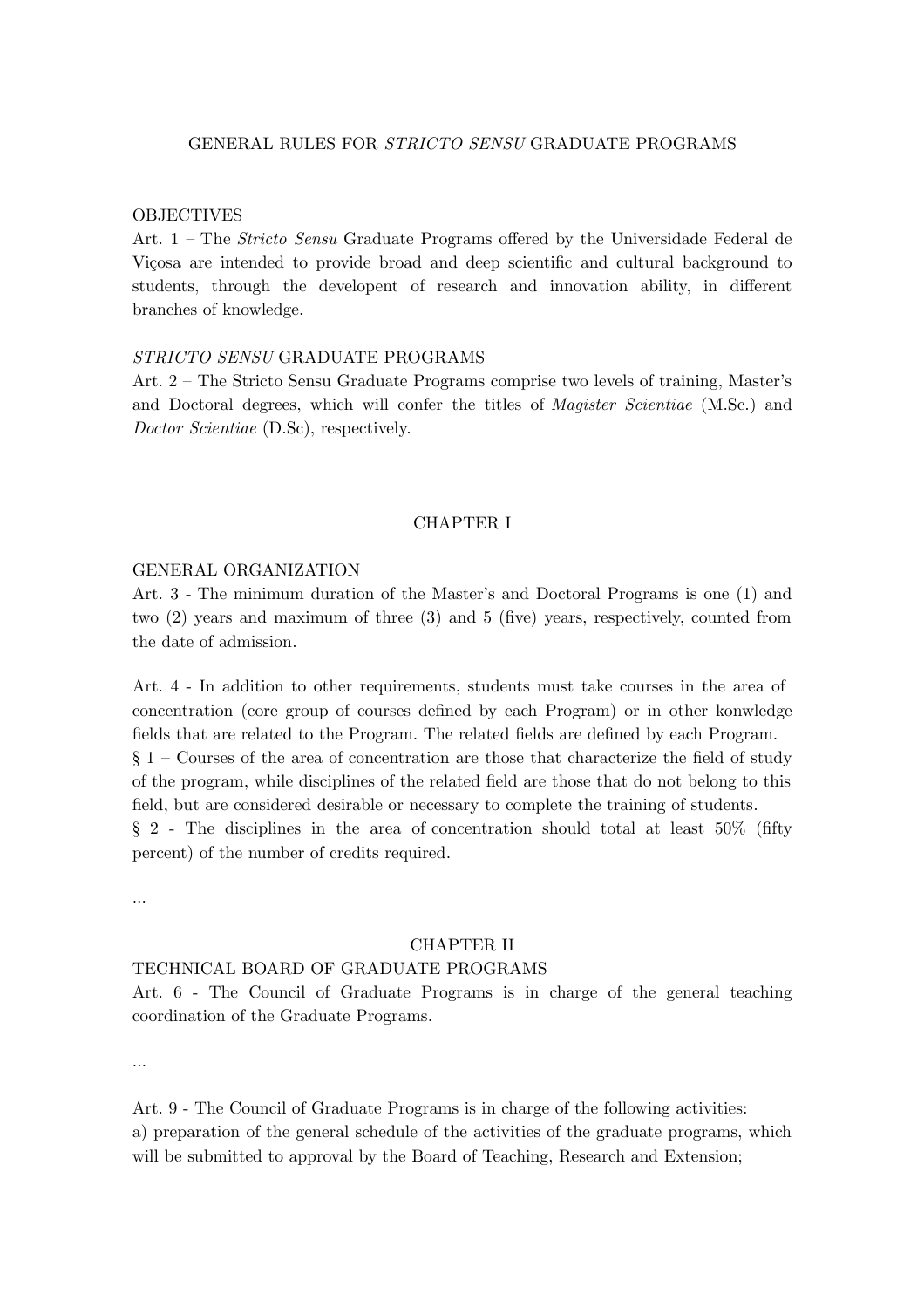# GENERAL RULES FOR *STRICTO SENSU* GRADUATE PROGRAMS

## OBJECTIVES

Art. 1 – The *Stricto Sensu* Graduate Programs offered by the Universidade Federal de Viçosa are intended to provide broad and deep scientific and cultural background to students, through the developent of research and innovation ability, in different branches of knowledge.

## *STRICTO SENSU* GRADUATE PROGRAMS

Art. 2 – The Stricto Sensu Graduate Programs comprise two levels of training, Master's and Doctoral degrees, which will confer the titles of *Magister Scientiae* (M.Sc.) and *Doctor Scientiae* (D.Sc), respectively.

## CHAPTER I

## GENERAL ORGANIZATION

Art. 3 - The minimum duration of the Master's and Doctoral Programs is one (1) and two (2) years and maximum of three (3) and 5 (five) years, respectively, counted from the date of admission.

Art. 4 - In addition to other requirements, students must take courses in the area of concentration (core group of courses defined by each Program) or in other konwledge fields that are related to the Program. The related fields are defined by each Program.
§ 1 – Courses of the area of concentration are those that characterize the field of study of the program, while disciplines of the related field are those that do not belong to this field, but are considered desirable or necessary to complete the training of students.
§ 2 - The disciplines in the area of concentration should total at least 50% (fifty percent) of the number of credits required.

...

## CHAPTER II

## TECHNICAL BOARD OF GRADUATE PROGRAMS

Art. 6 - The Council of Graduate Programs is in charge of the general teaching coordination of the Graduate Programs.

...

Art. 9 - The Council of Graduate Programs is in charge of the following activities:
a) preparation of the general schedule of the activities of the graduate programs, which will be submitted to approval by the Board of Teaching, Research and Extension;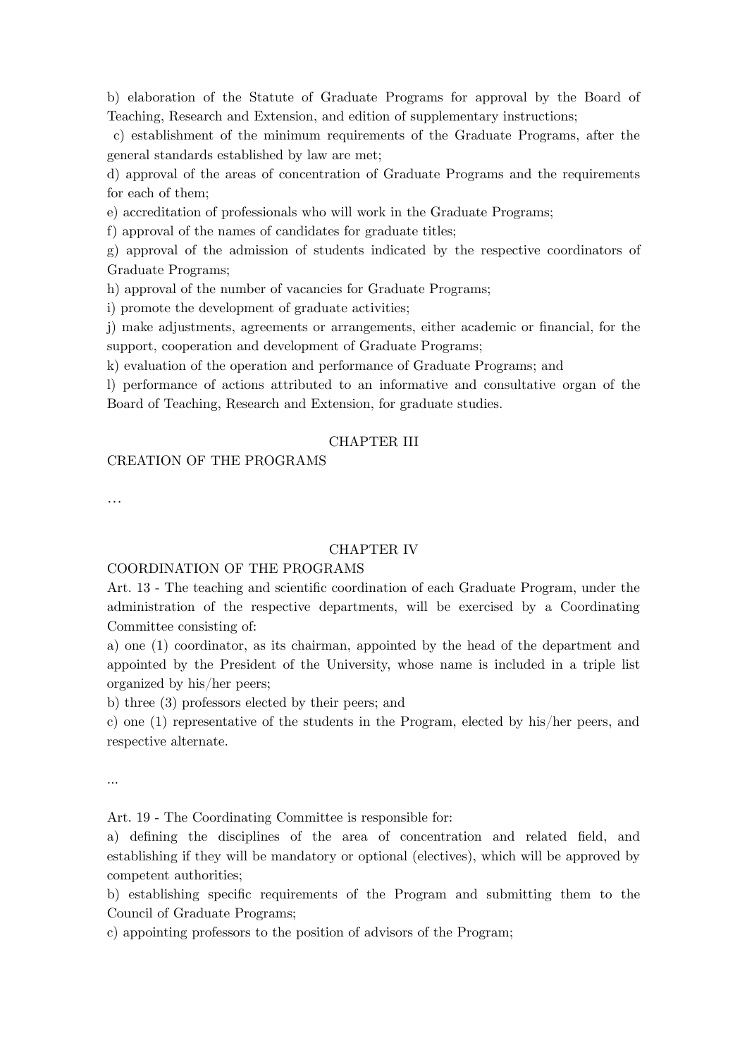b) elaboration of the Statute of Graduate Programs for approval by the Board of Teaching, Research and Extension, and edition of supplementary instructions;

c) establishment of the minimum requirements of the Graduate Programs, after the general standards established by law are met;

d) approval of the areas of concentration of Graduate Programs and the requirements for each of them;

e) accreditation of professionals who will work in the Graduate Programs;

f) approval of the names of candidates for graduate titles;

g) approval of the admission of students indicated by the respective coordinators of Graduate Programs;

h) approval of the number of vacancies for Graduate Programs;

i) promote the development of graduate activities;

j) make adjustments, agreements or arrangements, either academic or financial, for the support, cooperation and development of Graduate Programs;

k) evaluation of the operation and performance of Graduate Programs; and

l) performance of actions attributed to an informative and consultative organ of the Board of Teaching, Research and Extension, for graduate studies.

## CHAPTER III

## CREATION OF THE PROGRAMS

…

## CHAPTER IV

## COORDINATION OF THE PROGRAMS

Art. 13 - The teaching and scientific coordination of each Graduate Program, under the administration of the respective departments, will be exercised by a Coordinating Committee consisting of:

a) one (1) coordinator, as its chairman, appointed by the head of the department and appointed by the President of the University, whose name is included in a triple list organized by his/her peers;

b) three (3) professors elected by their peers; and

c) one (1) representative of the students in the Program, elected by his/her peers, and respective alternate.

...

Art. 19 - The Coordinating Committee is responsible for:

a) defining the disciplines of the area of concentration and related field, and establishing if they will be mandatory or optional (electives), which will be approved by competent authorities;

b) establishing specific requirements of the Program and submitting them to the Council of Graduate Programs;

c) appointing professors to the position of advisors of the Program;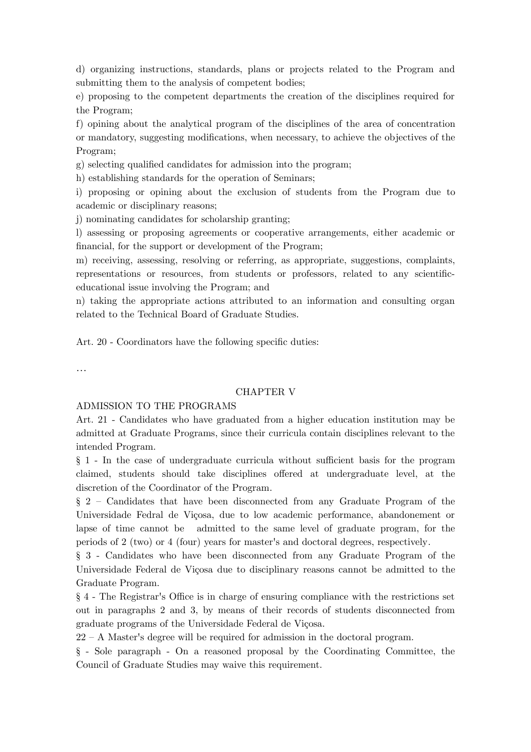d) organizing instructions, standards, plans or projects related to the Program and submitting them to the analysis of competent bodies;

e) proposing to the competent departments the creation of the disciplines required for the Program;

f) opining about the analytical program of the disciplines of the area of concentration or mandatory, suggesting modifications, when necessary, to achieve the objectives of the Program;

g) selecting qualified candidates for admission into the program;

h) establishing standards for the operation of Seminars;

i) proposing or opining about the exclusion of students from the Program due to academic or disciplinary reasons;

j) nominating candidates for scholarship granting;

l) assessing or proposing agreements or cooperative arrangements, either academic or financial, for the support or development of the Program;

m) receiving, assessing, resolving or referring, as appropriate, suggestions, complaints, representations or resources, from students or professors, related to any scientific-educational issue involving the Program; and

n) taking the appropriate actions attributed to an information and consulting organ related to the Technical Board of Graduate Studies.

Art. 20 - Coordinators have the following specific duties:

…

CHAPTER V

ADMISSION TO THE PROGRAMS

Art. 21 - Candidates who have graduated from a higher education institution may be admitted at Graduate Programs, since their curricula contain disciplines relevant to the intended Program.

§ 1 - In the case of undergraduate curricula without sufficient basis for the program claimed, students should take disciplines offered at undergraduate level, at the discretion of the Coordinator of the Program.

§ 2 – Candidates that have been disconnected from any Graduate Program of the Universidade Fedral de Viçosa, due to low academic performance, abandonement or lapse of time cannot be admitted to the same level of graduate program, for the periods of 2 (two) or 4 (four) years for master's and doctoral degrees, respectively.

§ 3 - Candidates who have been disconnected from any Graduate Program of the Universidade Federal de Viçosa due to disciplinary reasons cannot be admitted to the Graduate Program.

§ 4 - The Registrar's Office is in charge of ensuring compliance with the restrictions set out in paragraphs 2 and 3, by means of their records of students disconnected from graduate programs of the Universidade Federal de Viçosa.

22 – A Master's degree will be required for admission in the doctoral program.

§ - Sole paragraph - On a reasoned proposal by the Coordinating Committee, the Council of Graduate Studies may waive this requirement.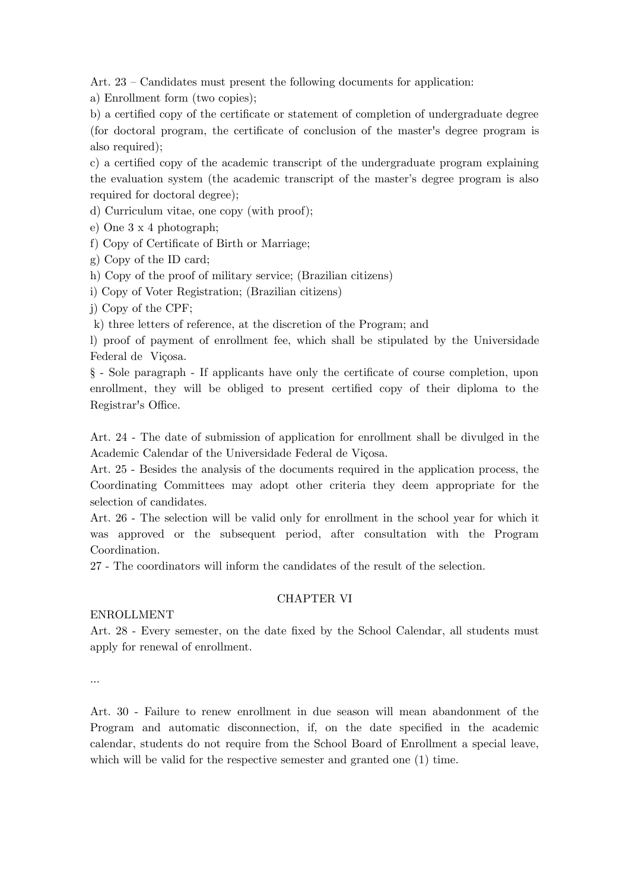Art. 23 – Candidates must present the following documents for application:

a) Enrollment form (two copies);

b) a certified copy of the certificate or statement of completion of undergraduate degree (for doctoral program, the certificate of conclusion of the master's degree program is also required);

c) a certified copy of the academic transcript of the undergraduate program explaining the evaluation system (the academic transcript of the master's degree program is also required for doctoral degree);

d) Curriculum vitae, one copy (with proof);

e) One 3 x 4 photograph;

f) Copy of Certificate of Birth or Marriage;

g) Copy of the ID card;

h) Copy of the proof of military service; (Brazilian citizens)

i) Copy of Voter Registration; (Brazilian citizens)

j) Copy of the CPF;

k) three letters of reference, at the discretion of the Program; and

l) proof of payment of enrollment fee, which shall be stipulated by the Universidade Federal de Viçosa.

§ - Sole paragraph - If applicants have only the certificate of course completion, upon enrollment, they will be obliged to present certified copy of their diploma to the Registrar's Office.

Art. 24 - The date of submission of application for enrollment shall be divulged in the Academic Calendar of the Universidade Federal de Viçosa.

Art. 25 - Besides the analysis of the documents required in the application process, the Coordinating Committees may adopt other criteria they deem appropriate for the selection of candidates.

Art. 26 - The selection will be valid only for enrollment in the school year for which it was approved or the subsequent period, after consultation with the Program Coordination.

27 - The coordinators will inform the candidates of the result of the selection.

## CHAPTER VI

ENROLLMENT

Art. 28 - Every semester, on the date fixed by the School Calendar, all students must apply for renewal of enrollment.

...

Art. 30 - Failure to renew enrollment in due season will mean abandonment of the Program and automatic disconnection, if, on the date specified in the academic calendar, students do not require from the School Board of Enrollment a special leave, which will be valid for the respective semester and granted one (1) time.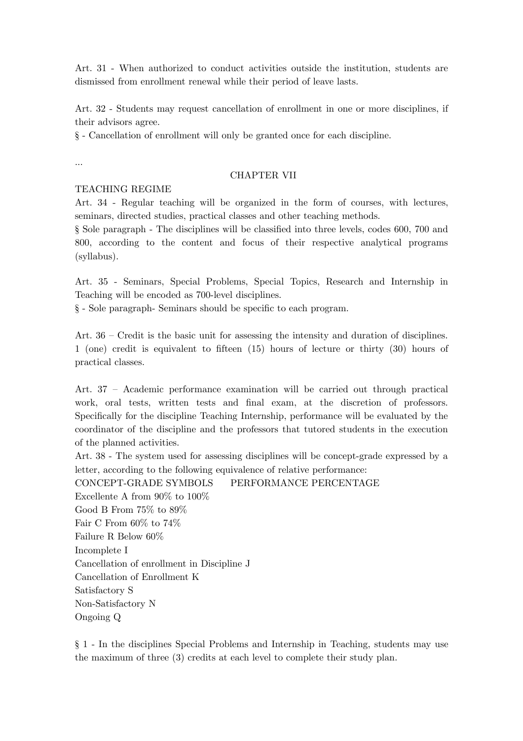Art. 31 - When authorized to conduct activities outside the institution, students are dismissed from enrollment renewal while their period of leave lasts.

Art. 32 - Students may request cancellation of enrollment in one or more disciplines, if their advisors agree.

§ - Cancellation of enrollment will only be granted once for each discipline.

...

## CHAPTER VII

TEACHING REGIME

Art. 34 - Regular teaching will be organized in the form of courses, with lectures, seminars, directed studies, practical classes and other teaching methods.

§ Sole paragraph - The disciplines will be classified into three levels, codes 600, 700 and 800, according to the content and focus of their respective analytical programs (syllabus).

Art. 35 - Seminars, Special Problems, Special Topics, Research and Internship in Teaching will be encoded as 700-level disciplines.

§ - Sole paragraph- Seminars should be specific to each program.

Art. 36 – Credit is the basic unit for assessing the intensity and duration of disciplines. 1 (one) credit is equivalent to fifteen (15) hours of lecture or thirty (30) hours of practical classes.

Art. 37 – Academic performance examination will be carried out through practical work, oral tests, written tests and final exam, at the discretion of professors. Specifically for the discipline Teaching Internship, performance will be evaluated by the coordinator of the discipline and the professors that tutored students in the execution of the planned activities.

Art. 38 - The system used for assessing disciplines will be concept-grade expressed by a letter, according to the following equivalence of relative performance:

CONCEPT-GRADE SYMBOLS PERFORMANCE PERCENTAGE

Excellente A from 90% to 100%

Good B From 75% to 89%

Fair C From 60% to 74%

Failure R Below 60%

Incomplete I

Cancellation of enrollment in Discipline J

Cancellation of Enrollment K

Satisfactory S

Non-Satisfactory N

Ongoing Q

§ 1 - In the disciplines Special Problems and Internship in Teaching, students may use the maximum of three (3) credits at each level to complete their study plan.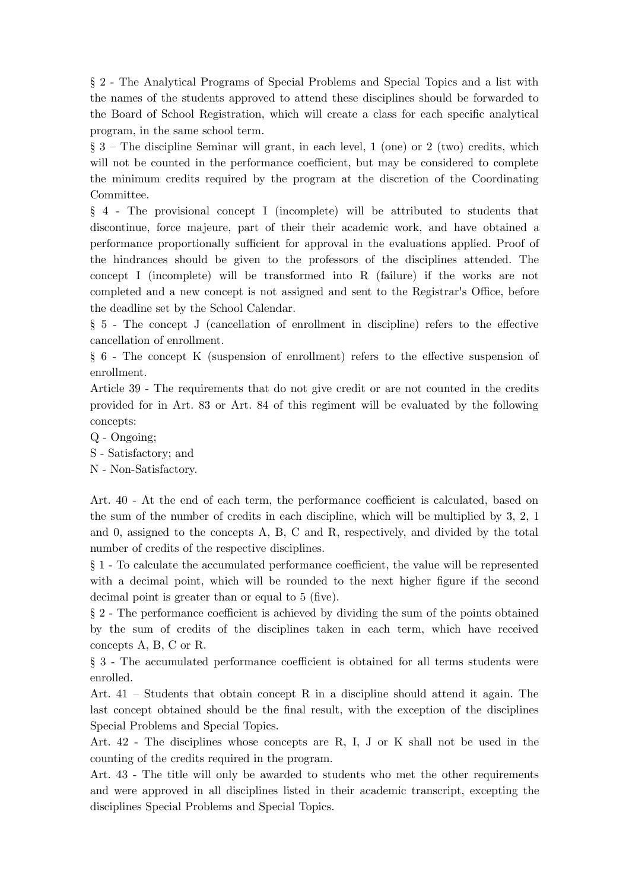§ 2 - The Analytical Programs of Special Problems and Special Topics and a list with the names of the students approved to attend these disciplines should be forwarded to the Board of School Registration, which will create a class for each specific analytical program, in the same school term.

§ 3 – The discipline Seminar will grant, in each level, 1 (one) or 2 (two) credits, which will not be counted in the performance coefficient, but may be considered to complete the minimum credits required by the program at the discretion of the Coordinating Committee.

§ 4 - The provisional concept I (incomplete) will be attributed to students that discontinue, force majeure, part of their their academic work, and have obtained a performance proportionally sufficient for approval in the evaluations applied. Proof of the hindrances should be given to the professors of the disciplines attended. The concept I (incomplete) will be transformed into R (failure) if the works are not completed and a new concept is not assigned and sent to the Registrar's Office, before the deadline set by the School Calendar.

§ 5 - The concept J (cancellation of enrollment in discipline) refers to the effective cancellation of enrollment.

§ 6 - The concept K (suspension of enrollment) refers to the effective suspension of enrollment.

Article 39 - The requirements that do not give credit or are not counted in the credits provided for in Art. 83 or Art. 84 of this regiment will be evaluated by the following concepts:

Q - Ongoing;

S - Satisfactory; and

N - Non-Satisfactory.

Art. 40 - At the end of each term, the performance coefficient is calculated, based on the sum of the number of credits in each discipline, which will be multiplied by 3, 2, 1 and 0, assigned to the concepts A, B, C and R, respectively, and divided by the total number of credits of the respective disciplines.

§ 1 - To calculate the accumulated performance coefficient, the value will be represented with a decimal point, which will be rounded to the next higher figure if the second decimal point is greater than or equal to 5 (five).

§ 2 - The performance coefficient is achieved by dividing the sum of the points obtained by the sum of credits of the disciplines taken in each term, which have received concepts A, B, C or R.

§ 3 - The accumulated performance coefficient is obtained for all terms students were enrolled.

Art. 41 – Students that obtain concept R in a discipline should attend it again. The last concept obtained should be the final result, with the exception of the disciplines Special Problems and Special Topics.

Art. 42 - The disciplines whose concepts are R, I, J or K shall not be used in the counting of the credits required in the program.

Art. 43 - The title will only be awarded to students who met the other requirements and were approved in all disciplines listed in their academic transcript, excepting the disciplines Special Problems and Special Topics.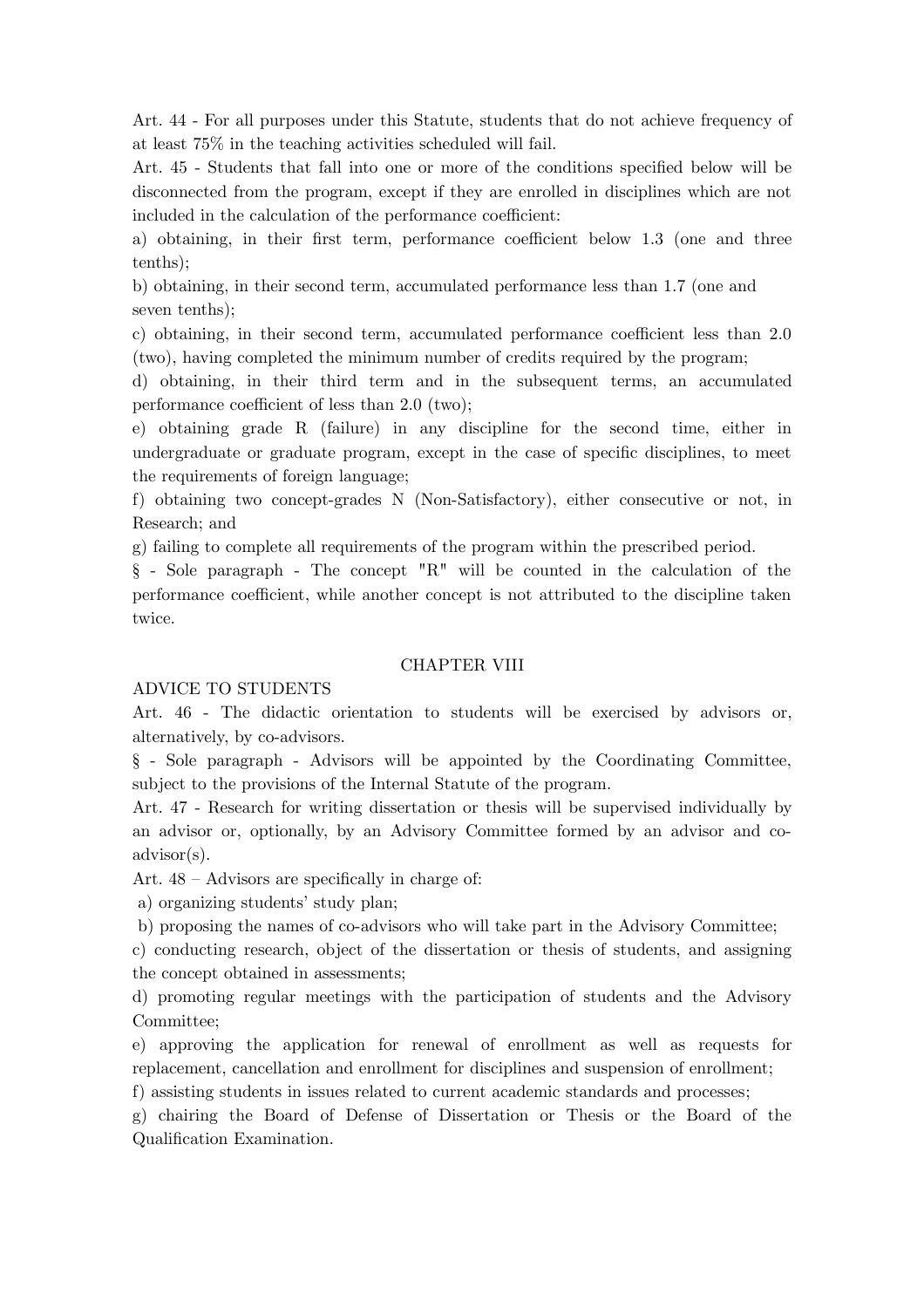Art. 44 - For all purposes under this Statute, students that do not achieve frequency of at least 75% in the teaching activities scheduled will fail.

Art. 45 - Students that fall into one or more of the conditions specified below will be disconnected from the program, except if they are enrolled in disciplines which are not included in the calculation of the performance coefficient:

a) obtaining, in their first term, performance coefficient below 1.3 (one and three tenths);

b) obtaining, in their second term, accumulated performance less than 1.7 (one and seven tenths);

c) obtaining, in their second term, accumulated performance coefficient less than 2.0 (two), having completed the minimum number of credits required by the program;

d) obtaining, in their third term and in the subsequent terms, an accumulated performance coefficient of less than 2.0 (two);

e) obtaining grade R (failure) in any discipline for the second time, either in undergraduate or graduate program, except in the case of specific disciplines, to meet the requirements of foreign language;

f) obtaining two concept-grades N (Non-Satisfactory), either consecutive or not, in Research; and

g) failing to complete all requirements of the program within the prescribed period.

§ - Sole paragraph - The concept "R" will be counted in the calculation of the performance coefficient, while another concept is not attributed to the discipline taken twice.

## CHAPTER VIII

### ADVICE TO STUDENTS

Art. 46 - The didactic orientation to students will be exercised by advisors or, alternatively, by co-advisors.

§ - Sole paragraph - Advisors will be appointed by the Coordinating Committee, subject to the provisions of the Internal Statute of the program.

Art. 47 - Research for writing dissertation or thesis will be supervised individually by an advisor or, optionally, by an Advisory Committee formed by an advisor and co-advisor(s).

Art. 48 – Advisors are specifically in charge of:

a) organizing students' study plan;

b) proposing the names of co-advisors who will take part in the Advisory Committee;

c) conducting research, object of the dissertation or thesis of students, and assigning the concept obtained in assessments;

d) promoting regular meetings with the participation of students and the Advisory Committee;

e) approving the application for renewal of enrollment as well as requests for replacement, cancellation and enrollment for disciplines and suspension of enrollment;

f) assisting students in issues related to current academic standards and processes;

g) chairing the Board of Defense of Dissertation or Thesis or the Board of the Qualification Examination.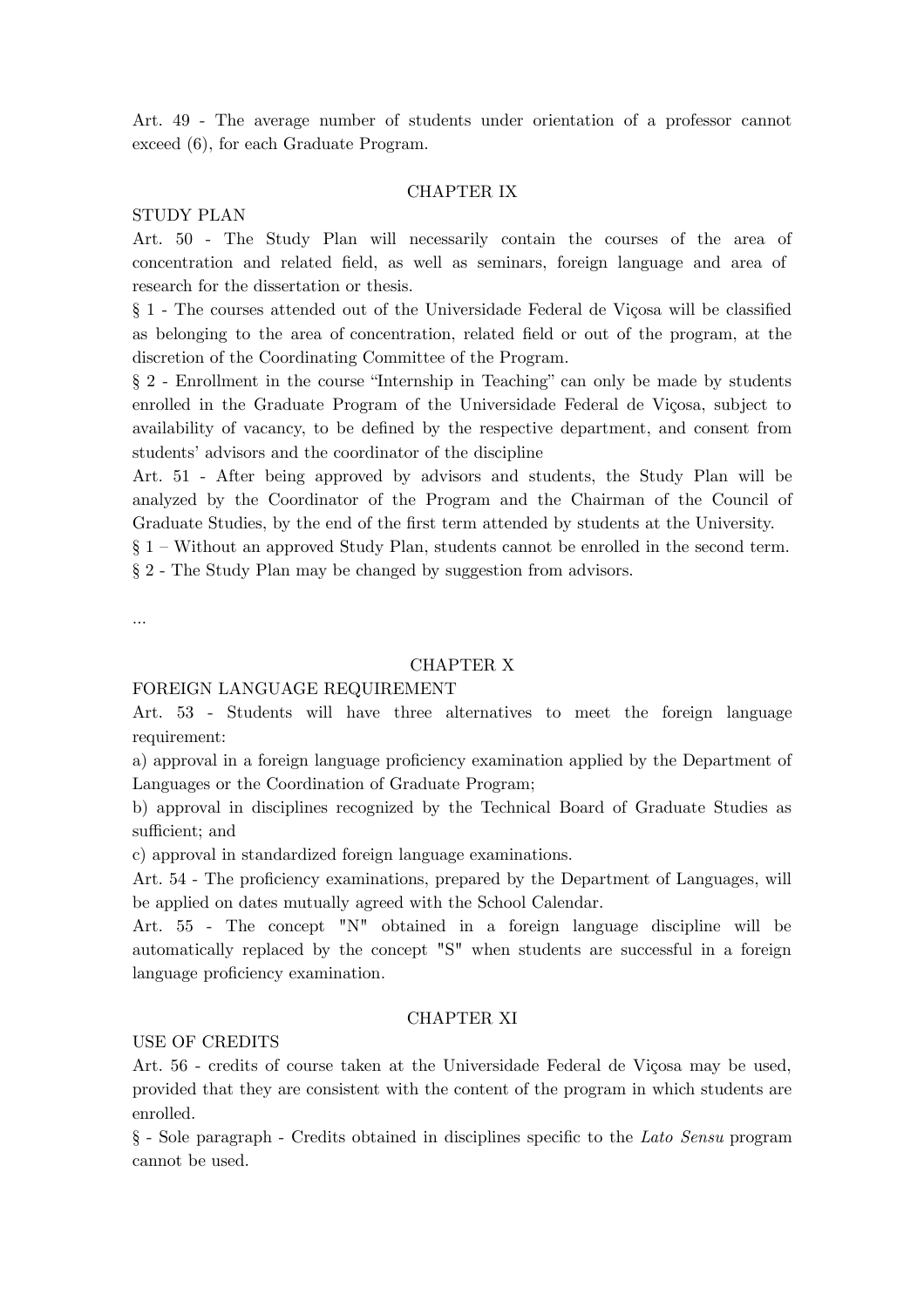Art. 49 - The average number of students under orientation of a professor cannot exceed (6), for each Graduate Program.

## CHAPTER IX

### STUDY PLAN

Art. 50 - The Study Plan will necessarily contain the courses of the area of concentration and related field, as well as seminars, foreign language and area of research for the dissertation or thesis.

§ 1 - The courses attended out of the Universidade Federal de Viçosa will be classified as belonging to the area of concentration, related field or out of the program, at the discretion of the Coordinating Committee of the Program.

§ 2 - Enrollment in the course "Internship in Teaching" can only be made by students enrolled in the Graduate Program of the Universidade Federal de Viçosa, subject to availability of vacancy, to be defined by the respective department, and consent from students' advisors and the coordinator of the discipline

Art. 51 - After being approved by advisors and students, the Study Plan will be analyzed by the Coordinator of the Program and the Chairman of the Council of Graduate Studies, by the end of the first term attended by students at the University.

§ 1 – Without an approved Study Plan, students cannot be enrolled in the second term.

§ 2 - The Study Plan may be changed by suggestion from advisors.

...

## CHAPTER X

### FOREIGN LANGUAGE REQUIREMENT

Art. 53 - Students will have three alternatives to meet the foreign language requirement:

a) approval in a foreign language proficiency examination applied by the Department of Languages or the Coordination of Graduate Program;

b) approval in disciplines recognized by the Technical Board of Graduate Studies as sufficient; and

c) approval in standardized foreign language examinations.

Art. 54 - The proficiency examinations, prepared by the Department of Languages, will be applied on dates mutually agreed with the School Calendar.

Art. 55 - The concept "N" obtained in a foreign language discipline will be automatically replaced by the concept "S" when students are successful in a foreign language proficiency examination.

## CHAPTER XI

### USE OF CREDITS

Art. 56 - credits of course taken at the Universidade Federal de Viçosa may be used, provided that they are consistent with the content of the program in which students are enrolled.

§ - Sole paragraph - Credits obtained in disciplines specific to the *Lato Sensu* program cannot be used.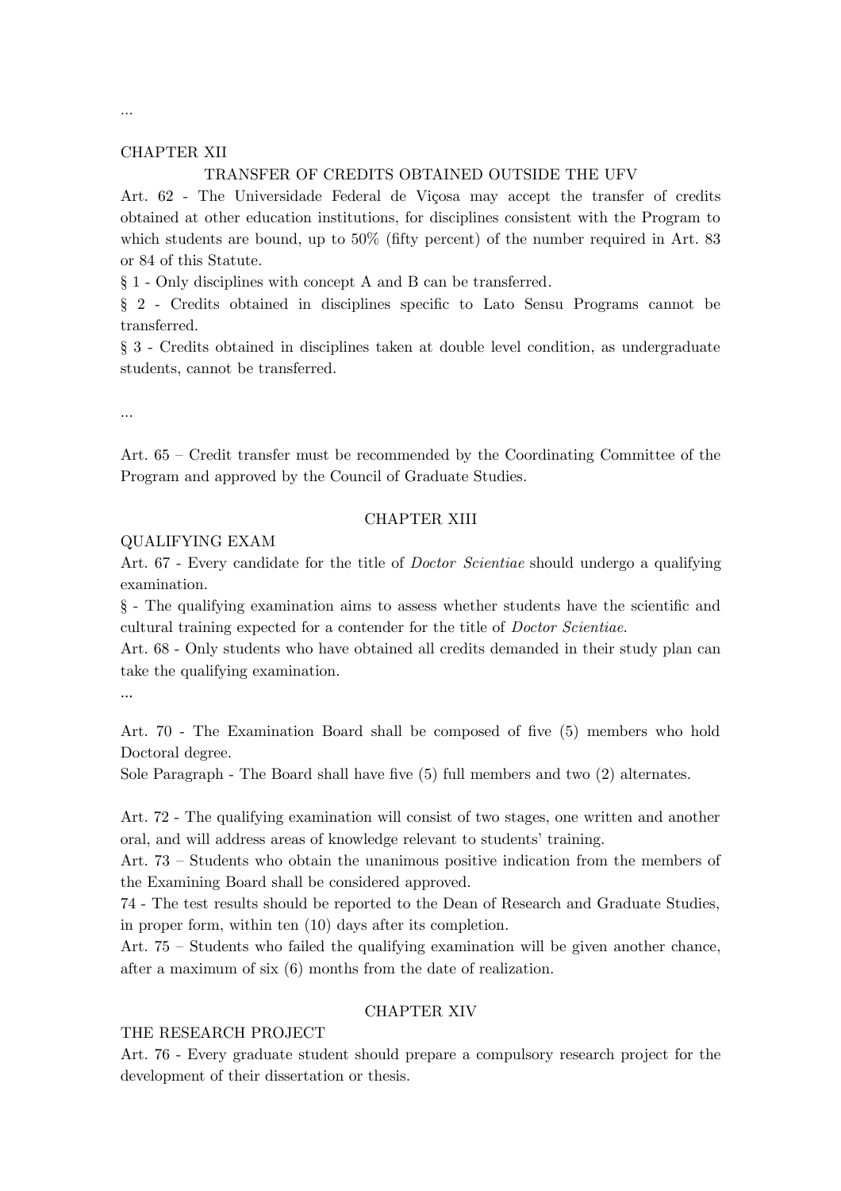...

## CHAPTER XII

TRANSFER OF CREDITS OBTAINED OUTSIDE THE UFV

Art. 62 - The Universidade Federal de Viçosa may accept the transfer of credits obtained at other education institutions, for disciplines consistent with the Program to which students are bound, up to 50% (fifty percent) of the number required in Art. 83 or 84 of this Statute.

§ 1 - Only disciplines with concept A and B can be transferred.

§ 2 - Credits obtained in disciplines specific to Lato Sensu Programs cannot be transferred.

§ 3 - Credits obtained in disciplines taken at double level condition, as undergraduate students, cannot be transferred.

...

Art. 65 – Credit transfer must be recommended by the Coordinating Committee of the Program and approved by the Council of Graduate Studies.

## CHAPTER XIII

QUALIFYING EXAM

Art. 67 - Every candidate for the title of *Doctor Scientiae* should undergo a qualifying examination.

§ - The qualifying examination aims to assess whether students have the scientific and cultural training expected for a contender for the title of *Doctor Scientiae*.

Art. 68 - Only students who have obtained all credits demanded in their study plan can take the qualifying examination.

...

Art. 70 - The Examination Board shall be composed of five (5) members who hold Doctoral degree.

Sole Paragraph - The Board shall have five (5) full members and two (2) alternates.

Art. 72 - The qualifying examination will consist of two stages, one written and another oral, and will address areas of knowledge relevant to students' training.

Art. 73 – Students who obtain the unanimous positive indication from the members of the Examining Board shall be considered approved.

74 - The test results should be reported to the Dean of Research and Graduate Studies, in proper form, within ten (10) days after its completion.

Art. 75 – Students who failed the qualifying examination will be given another chance, after a maximum of six (6) months from the date of realization.

## CHAPTER XIV

THE RESEARCH PROJECT

Art. 76 - Every graduate student should prepare a compulsory research project for the development of their dissertation or thesis.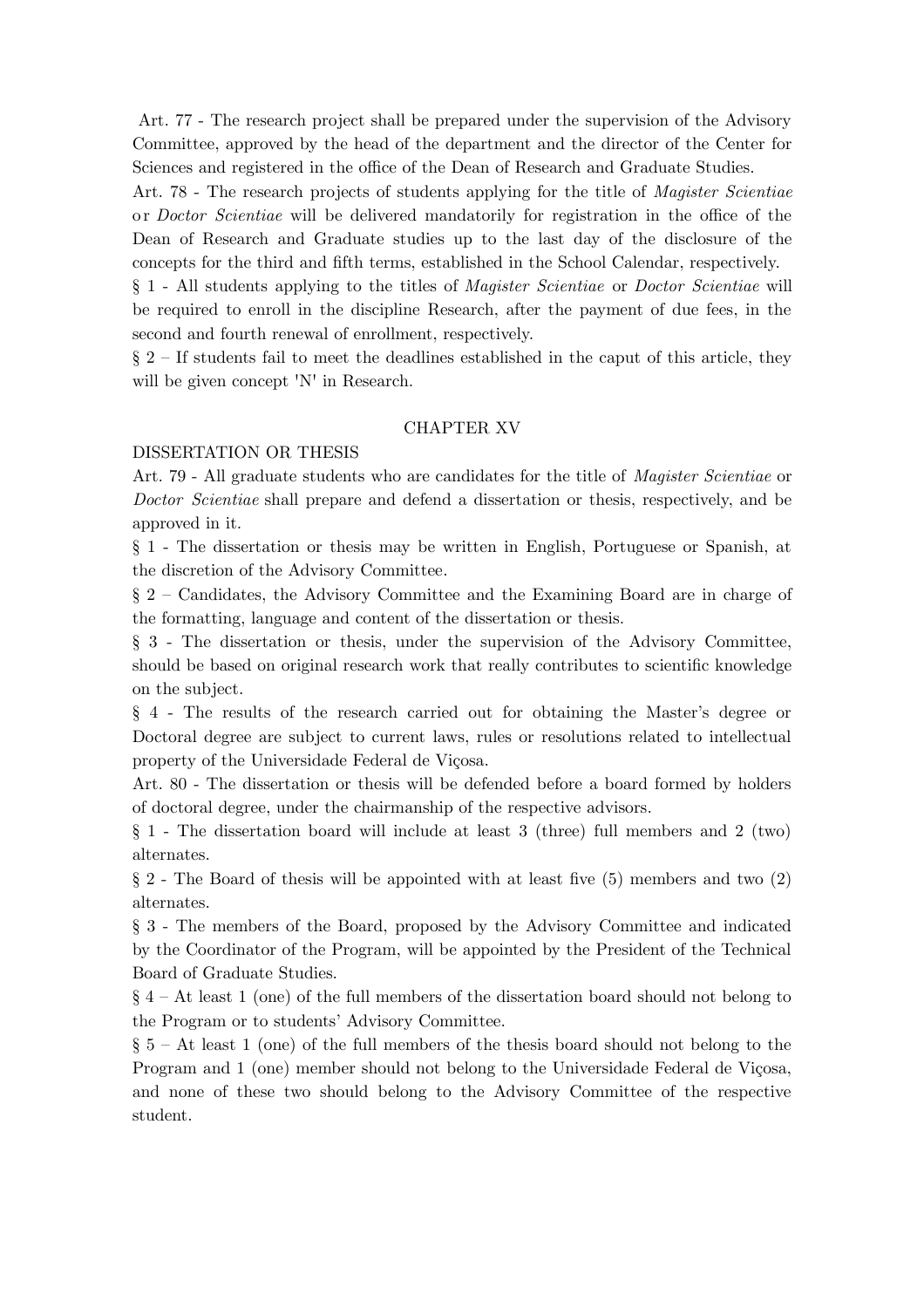Art. 77 - The research project shall be prepared under the supervision of the Advisory Committee, approved by the head of the department and the director of the Center for Sciences and registered in the office of the Dean of Research and Graduate Studies.

Art. 78 - The research projects of students applying for the title of *Magister Scientiae* or *Doctor Scientiae* will be delivered mandatorily for registration in the office of the Dean of Research and Graduate studies up to the last day of the disclosure of the concepts for the third and fifth terms, established in the School Calendar, respectively.

§ 1 - All students applying to the titles of *Magister Scientiae* or *Doctor Scientiae* will be required to enroll in the discipline Research, after the payment of due fees, in the second and fourth renewal of enrollment, respectively.

§ 2 – If students fail to meet the deadlines established in the caput of this article, they will be given concept 'N' in Research.

## CHAPTER XV

## DISSERTATION OR THESIS

Art. 79 - All graduate students who are candidates for the title of *Magister Scientiae* or *Doctor Scientiae* shall prepare and defend a dissertation or thesis, respectively, and be approved in it.

§ 1 - The dissertation or thesis may be written in English, Portuguese or Spanish, at the discretion of the Advisory Committee.

§ 2 – Candidates, the Advisory Committee and the Examining Board are in charge of the formatting, language and content of the dissertation or thesis.

§ 3 - The dissertation or thesis, under the supervision of the Advisory Committee, should be based on original research work that really contributes to scientific knowledge on the subject.

§ 4 - The results of the research carried out for obtaining the Master's degree or Doctoral degree are subject to current laws, rules or resolutions related to intellectual property of the Universidade Federal de Viçosa.

Art. 80 - The dissertation or thesis will be defended before a board formed by holders of doctoral degree, under the chairmanship of the respective advisors.

§ 1 - The dissertation board will include at least 3 (three) full members and 2 (two) alternates.

§ 2 - The Board of thesis will be appointed with at least five (5) members and two (2) alternates.

§ 3 - The members of the Board, proposed by the Advisory Committee and indicated by the Coordinator of the Program, will be appointed by the President of the Technical Board of Graduate Studies.

§ 4 – At least 1 (one) of the full members of the dissertation board should not belong to the Program or to students' Advisory Committee.

§ 5 – At least 1 (one) of the full members of the thesis board should not belong to the Program and 1 (one) member should not belong to the Universidade Federal de Viçosa, and none of these two should belong to the Advisory Committee of the respective student.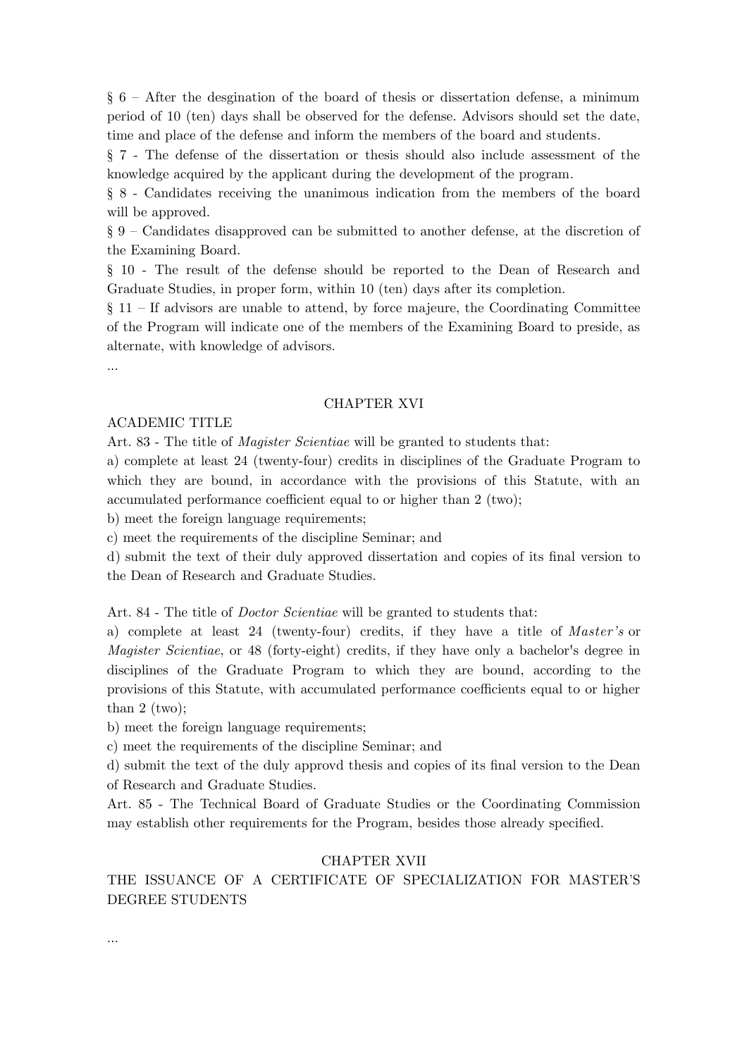§ 6 – After the desgination of the board of thesis or dissertation defense, a minimum period of 10 (ten) days shall be observed for the defense. Advisors should set the date, time and place of the defense and inform the members of the board and students.

§ 7 - The defense of the dissertation or thesis should also include assessment of the knowledge acquired by the applicant during the development of the program.

§ 8 - Candidates receiving the unanimous indication from the members of the board will be approved.

§ 9 – Candidates disapproved can be submitted to another defense, at the discretion of the Examining Board.

§ 10 - The result of the defense should be reported to the Dean of Research and Graduate Studies, in proper form, within 10 (ten) days after its completion.

§ 11 – If advisors are unable to attend, by force majeure, the Coordinating Committee of the Program will indicate one of the members of the Examining Board to preside, as alternate, with knowledge of advisors.

...

## CHAPTER XVI

ACADEMIC TITLE

Art. 83 - The title of *Magister Scientiae* will be granted to students that:

a) complete at least 24 (twenty-four) credits in disciplines of the Graduate Program to which they are bound, in accordance with the provisions of this Statute, with an accumulated performance coefficient equal to or higher than 2 (two);

b) meet the foreign language requirements;

c) meet the requirements of the discipline Seminar; and

d) submit the text of their duly approved dissertation and copies of its final version to the Dean of Research and Graduate Studies.

Art. 84 - The title of *Doctor Scientiae* will be granted to students that:

a) complete at least 24 (twenty-four) credits, if they have a title of *Master's* or *Magister Scientiae*, or 48 (forty-eight) credits, if they have only a bachelor's degree in disciplines of the Graduate Program to which they are bound, according to the provisions of this Statute, with accumulated performance coefficients equal to or higher than 2 (two);

b) meet the foreign language requirements;

c) meet the requirements of the discipline Seminar; and

d) submit the text of the duly approvd thesis and copies of its final version to the Dean of Research and Graduate Studies.

Art. 85 - The Technical Board of Graduate Studies or the Coordinating Commission may establish other requirements for the Program, besides those already specified.

## CHAPTER XVII

THE ISSUANCE OF A CERTIFICATE OF SPECIALIZATION FOR MASTER'S DEGREE STUDENTS

...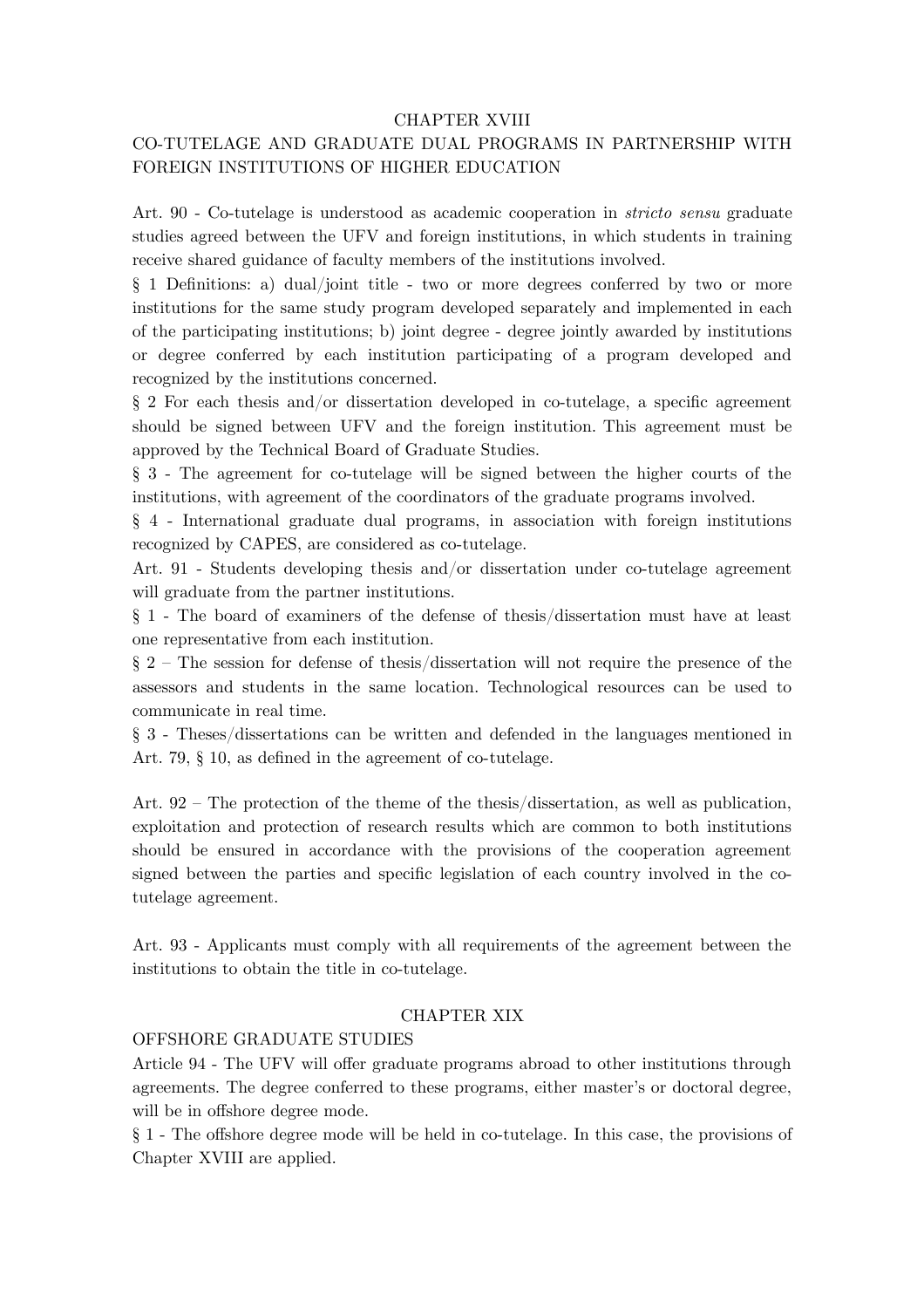## CHAPTER XVIII

## CO-TUTELAGE AND GRADUATE DUAL PROGRAMS IN PARTNERSHIP WITH FOREIGN INSTITUTIONS OF HIGHER EDUCATION

Art. 90 - Co-tutelage is understood as academic cooperation in *stricto sensu* graduate studies agreed between the UFV and foreign institutions, in which students in training receive shared guidance of faculty members of the institutions involved.

§ 1 Definitions: a) dual/joint title - two or more degrees conferred by two or more institutions for the same study program developed separately and implemented in each of the participating institutions; b) joint degree - degree jointly awarded by institutions or degree conferred by each institution participating of a program developed and recognized by the institutions concerned.

§ 2 For each thesis and/or dissertation developed in co-tutelage, a specific agreement should be signed between UFV and the foreign institution. This agreement must be approved by the Technical Board of Graduate Studies.

§ 3 - The agreement for co-tutelage will be signed between the higher courts of the institutions, with agreement of the coordinators of the graduate programs involved.

§ 4 - International graduate dual programs, in association with foreign institutions recognized by CAPES, are considered as co-tutelage.

Art. 91 - Students developing thesis and/or dissertation under co-tutelage agreement will graduate from the partner institutions.

§ 1 - The board of examiners of the defense of thesis/dissertation must have at least one representative from each institution.

§ 2 – The session for defense of thesis/dissertation will not require the presence of the assessors and students in the same location. Technological resources can be used to communicate in real time.

§ 3 - Theses/dissertations can be written and defended in the languages mentioned in Art. 79, § 10, as defined in the agreement of co-tutelage.

Art. 92 – The protection of the theme of the thesis/dissertation, as well as publication, exploitation and protection of research results which are common to both institutions should be ensured in accordance with the provisions of the cooperation agreement signed between the parties and specific legislation of each country involved in the co-tutelage agreement.

Art. 93 - Applicants must comply with all requirements of the agreement between the institutions to obtain the title in co-tutelage.

## CHAPTER XIX

## OFFSHORE GRADUATE STUDIES

Article 94 - The UFV will offer graduate programs abroad to other institutions through agreements. The degree conferred to these programs, either master's or doctoral degree, will be in offshore degree mode.

§ 1 - The offshore degree mode will be held in co-tutelage. In this case, the provisions of Chapter XVIII are applied.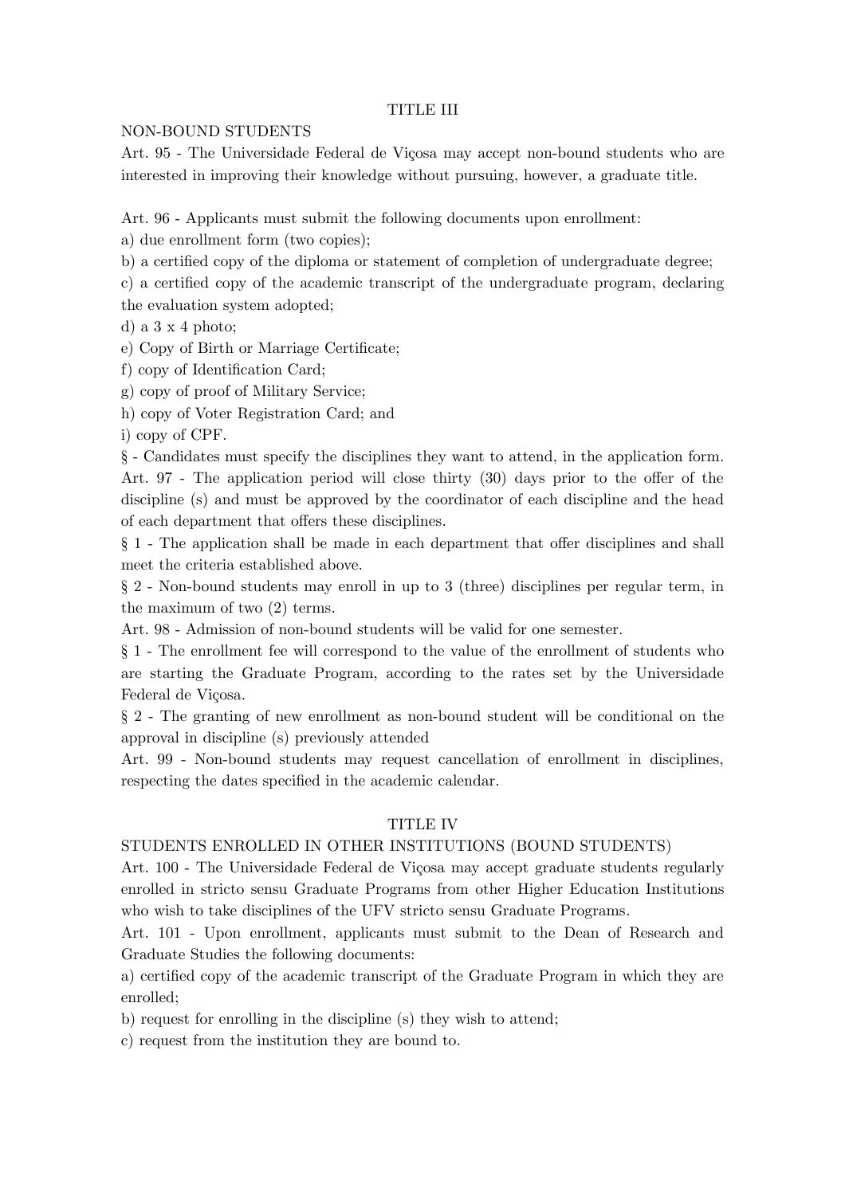## TITLE III

### NON-BOUND STUDENTS

Art. 95 - The Universidade Federal de Viçosa may accept non-bound students who are interested in improving their knowledge without pursuing, however, a graduate title.

Art. 96 - Applicants must submit the following documents upon enrollment:

a) due enrollment form (two copies);

b) a certified copy of the diploma or statement of completion of undergraduate degree;

c) a certified copy of the academic transcript of the undergraduate program, declaring the evaluation system adopted;

d) a 3 x 4 photo;

e) Copy of Birth or Marriage Certificate;

f) copy of Identification Card;

g) copy of proof of Military Service;

h) copy of Voter Registration Card; and

i) copy of CPF.

§ - Candidates must specify the disciplines they want to attend, in the application form.

Art. 97 - The application period will close thirty (30) days prior to the offer of the discipline (s) and must be approved by the coordinator of each discipline and the head of each department that offers these disciplines.

§ 1 - The application shall be made in each department that offer disciplines and shall meet the criteria established above.

§ 2 - Non-bound students may enroll in up to 3 (three) disciplines per regular term, in the maximum of two (2) terms.

Art. 98 - Admission of non-bound students will be valid for one semester.

§ 1 - The enrollment fee will correspond to the value of the enrollment of students who are starting the Graduate Program, according to the rates set by the Universidade Federal de Viçosa.

§ 2 - The granting of new enrollment as non-bound student will be conditional on the approval in discipline (s) previously attended

Art. 99 - Non-bound students may request cancellation of enrollment in disciplines, respecting the dates specified in the academic calendar.

## TITLE IV

### STUDENTS ENROLLED IN OTHER INSTITUTIONS (BOUND STUDENTS)

Art. 100 - The Universidade Federal de Viçosa may accept graduate students regularly enrolled in stricto sensu Graduate Programs from other Higher Education Institutions who wish to take disciplines of the UFV stricto sensu Graduate Programs.

Art. 101 - Upon enrollment, applicants must submit to the Dean of Research and Graduate Studies the following documents:

a) certified copy of the academic transcript of the Graduate Program in which they are enrolled;

b) request for enrolling in the discipline (s) they wish to attend;

c) request from the institution they are bound to.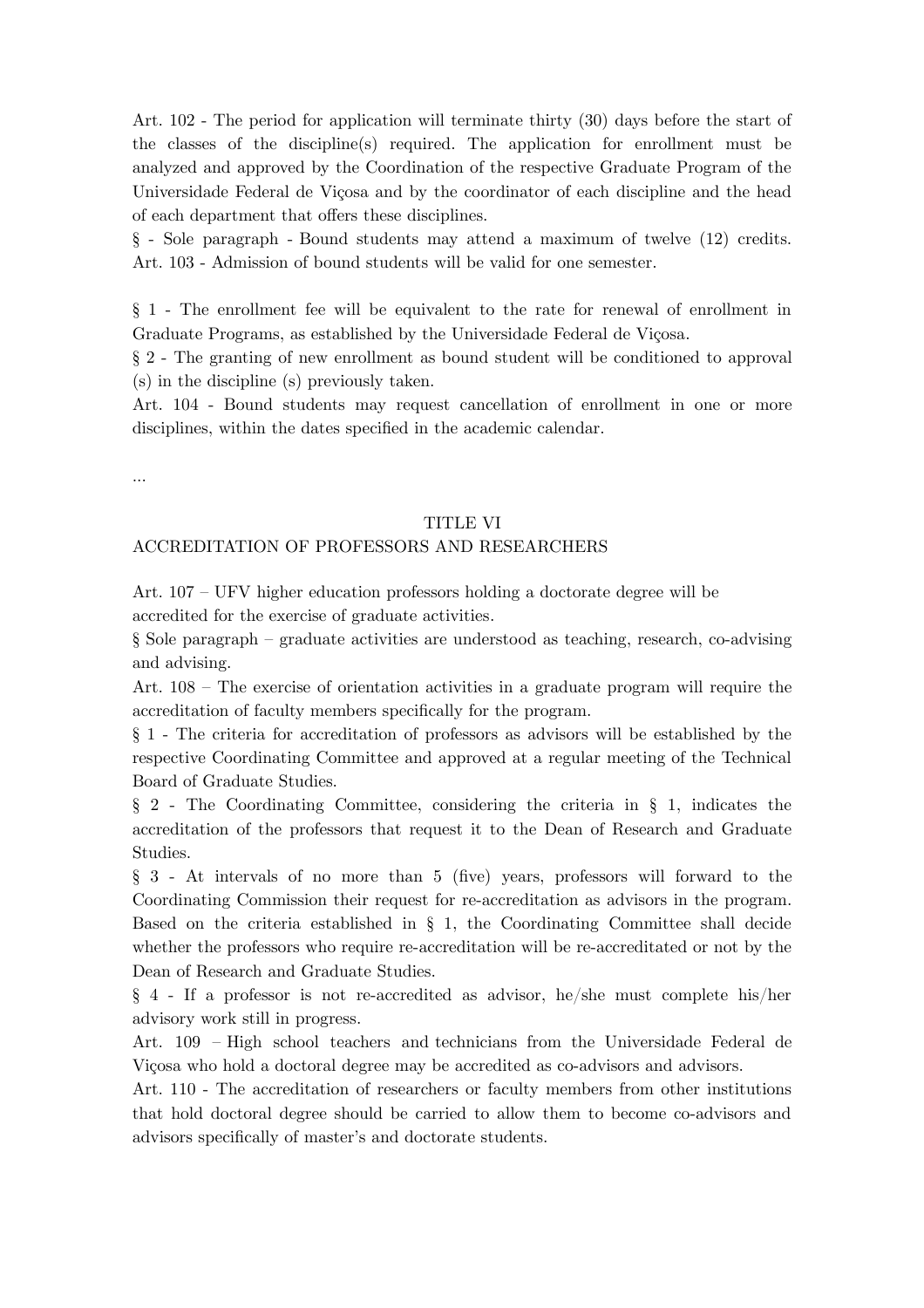Art. 102 - The period for application will terminate thirty (30) days before the start of the classes of the discipline(s) required. The application for enrollment must be analyzed and approved by the Coordination of the respective Graduate Program of the Universidade Federal de Viçosa and by the coordinator of each discipline and the head of each department that offers these disciplines.

§ - Sole paragraph - Bound students may attend a maximum of twelve (12) credits.
Art. 103 - Admission of bound students will be valid for one semester.

§ 1 - The enrollment fee will be equivalent to the rate for renewal of enrollment in Graduate Programs, as established by the Universidade Federal de Viçosa.

§ 2 - The granting of new enrollment as bound student will be conditioned to approval (s) in the discipline (s) previously taken.

Art. 104 - Bound students may request cancellation of enrollment in one or more disciplines, within the dates specified in the academic calendar.

...

## TITLE VI

## ACCREDITATION OF PROFESSORS AND RESEARCHERS

Art. 107 – UFV higher education professors holding a doctorate degree will be accredited for the exercise of graduate activities.

§ Sole paragraph – graduate activities are understood as teaching, research, co-advising and advising.

Art. 108 – The exercise of orientation activities in a graduate program will require the accreditation of faculty members specifically for the program.

§ 1 - The criteria for accreditation of professors as advisors will be established by the respective Coordinating Committee and approved at a regular meeting of the Technical Board of Graduate Studies.

§ 2 - The Coordinating Committee, considering the criteria in § 1, indicates the accreditation of the professors that request it to the Dean of Research and Graduate Studies.

§ 3 - At intervals of no more than 5 (five) years, professors will forward to the Coordinating Commission their request for re-accreditation as advisors in the program. Based on the criteria established in § 1, the Coordinating Committee shall decide whether the professors who require re-accreditation will be re-accreditated or not by the Dean of Research and Graduate Studies.

§ 4 - If a professor is not re-accredited as advisor, he/she must complete his/her advisory work still in progress.

Art. 109 – High school teachers and technicians from the Universidade Federal de Viçosa who hold a doctoral degree may be accredited as co-advisors and advisors.

Art. 110 - The accreditation of researchers or faculty members from other institutions that hold doctoral degree should be carried to allow them to become co-advisors and advisors specifically of master's and doctorate students.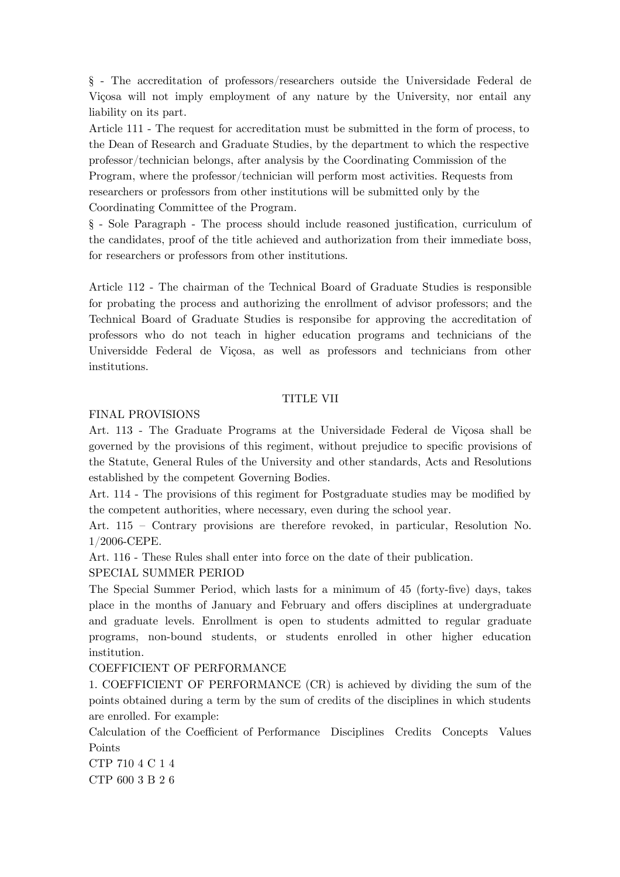§ - The accreditation of professors/researchers outside the Universidade Federal de Viçosa will not imply employment of any nature by the University, nor entail any liability on its part.

Article 111 - The request for accreditation must be submitted in the form of process, to the Dean of Research and Graduate Studies, by the department to which the respective professor/technician belongs, after analysis by the Coordinating Commission of the Program, where the professor/technician will perform most activities. Requests from researchers or professors from other institutions will be submitted only by the Coordinating Committee of the Program.

§ - Sole Paragraph - The process should include reasoned justification, curriculum of the candidates, proof of the title achieved and authorization from their immediate boss, for researchers or professors from other institutions.

Article 112 - The chairman of the Technical Board of Graduate Studies is responsible for probating the process and authorizing the enrollment of advisor professors; and the Technical Board of Graduate Studies is responsibe for approving the accreditation of professors who do not teach in higher education programs and technicians of the Universidde Federal de Viçosa, as well as professors and technicians from other institutions.

## TITLE VII

FINAL PROVISIONS

Art. 113 - The Graduate Programs at the Universidade Federal de Viçosa shall be governed by the provisions of this regiment, without prejudice to specific provisions of the Statute, General Rules of the University and other standards, Acts and Resolutions established by the competent Governing Bodies.

Art. 114 - The provisions of this regiment for Postgraduate studies may be modified by the competent authorities, where necessary, even during the school year.

Art. 115 – Contrary provisions are therefore revoked, in particular, Resolution No. 1/2006-CEPE.

Art. 116 - These Rules shall enter into force on the date of their publication.

SPECIAL SUMMER PERIOD

The Special Summer Period, which lasts for a minimum of 45 (forty-five) days, takes place in the months of January and February and offers disciplines at undergraduate and graduate levels. Enrollment is open to students admitted to regular graduate programs, non-bound students, or students enrolled in other higher education institution.

COEFFICIENT OF PERFORMANCE

1. COEFFICIENT OF PERFORMANCE (CR) is achieved by dividing the sum of the points obtained during a term by the sum of credits of the disciplines in which students are enrolled. For example:

Calculation of the Coefficient of Performance Disciplines Credits Concepts Values Points

CTP 710 4 C 1 4

CTP 600 3 B 2 6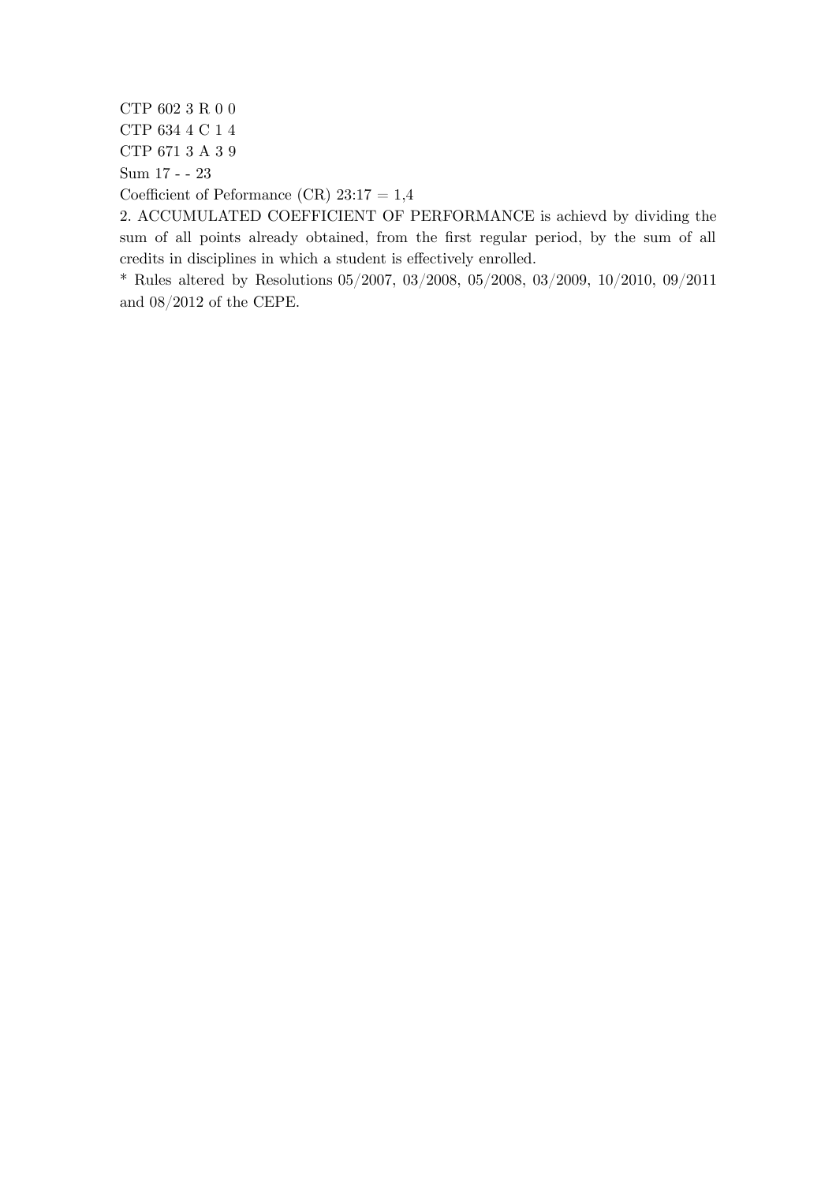CTP 602 3 R 0 0

CTP 634 4 C 1 4

CTP 671 3 A 3 9

Sum 17 - - 23

Coefficient of Peformance (CR) 23:17 = 1,4

2. ACCUMULATED COEFFICIENT OF PERFORMANCE is achievd by dividing the sum of all points already obtained, from the first regular period, by the sum of all credits in disciplines in which a student is effectively enrolled.

* Rules altered by Resolutions 05/2007, 03/2008, 05/2008, 03/2009, 10/2010, 09/2011 and 08/2012 of the CEPE.